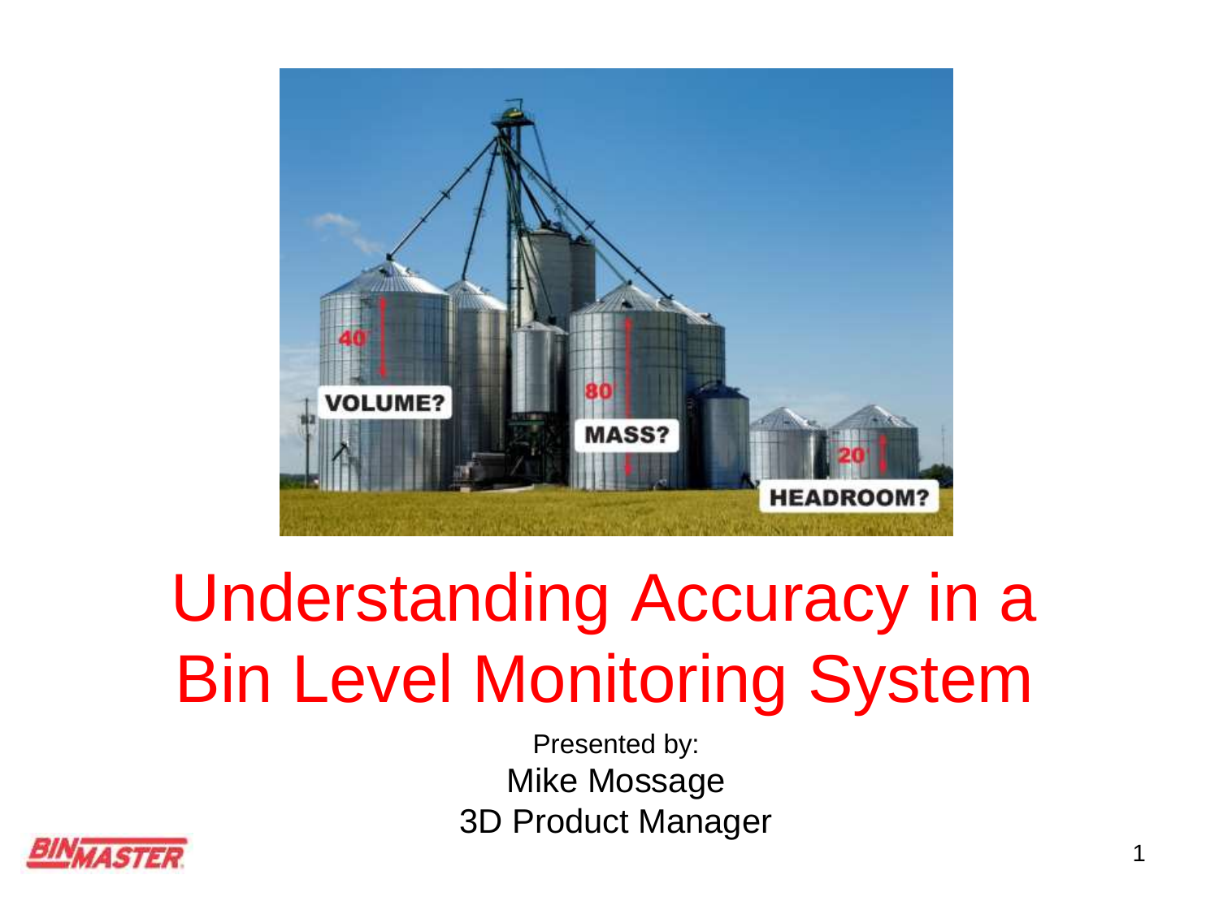# Understanding Accuracy in a Bin Level Monitoring System

Presented by:

Mike Mossage

3D Product Manager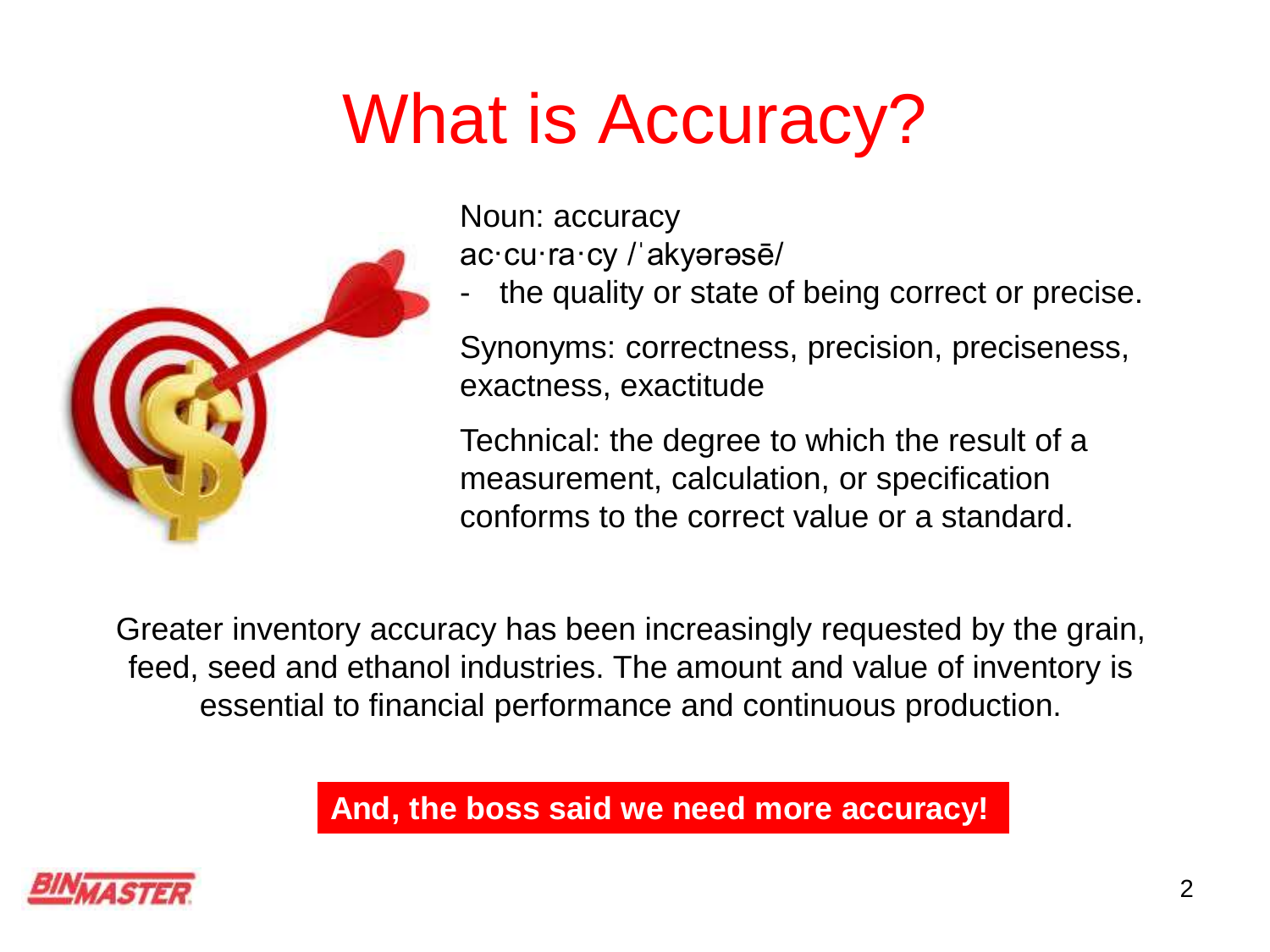# What is Accuracy?

Noun: accuracy
ac·cu·ra·cy /ˈakyərəsē/
- the quality or state of being correct or precise.

Synonyms: correctness, precision, preciseness, exactness, exactitude

Technical: the degree to which the result of a measurement, calculation, or specification conforms to the correct value or a standard.

Greater inventory accuracy has been increasingly requested by the grain, feed, seed and ethanol industries. The amount and value of inventory is essential to financial performance and continuous production.

**And, the boss said we need more accuracy!**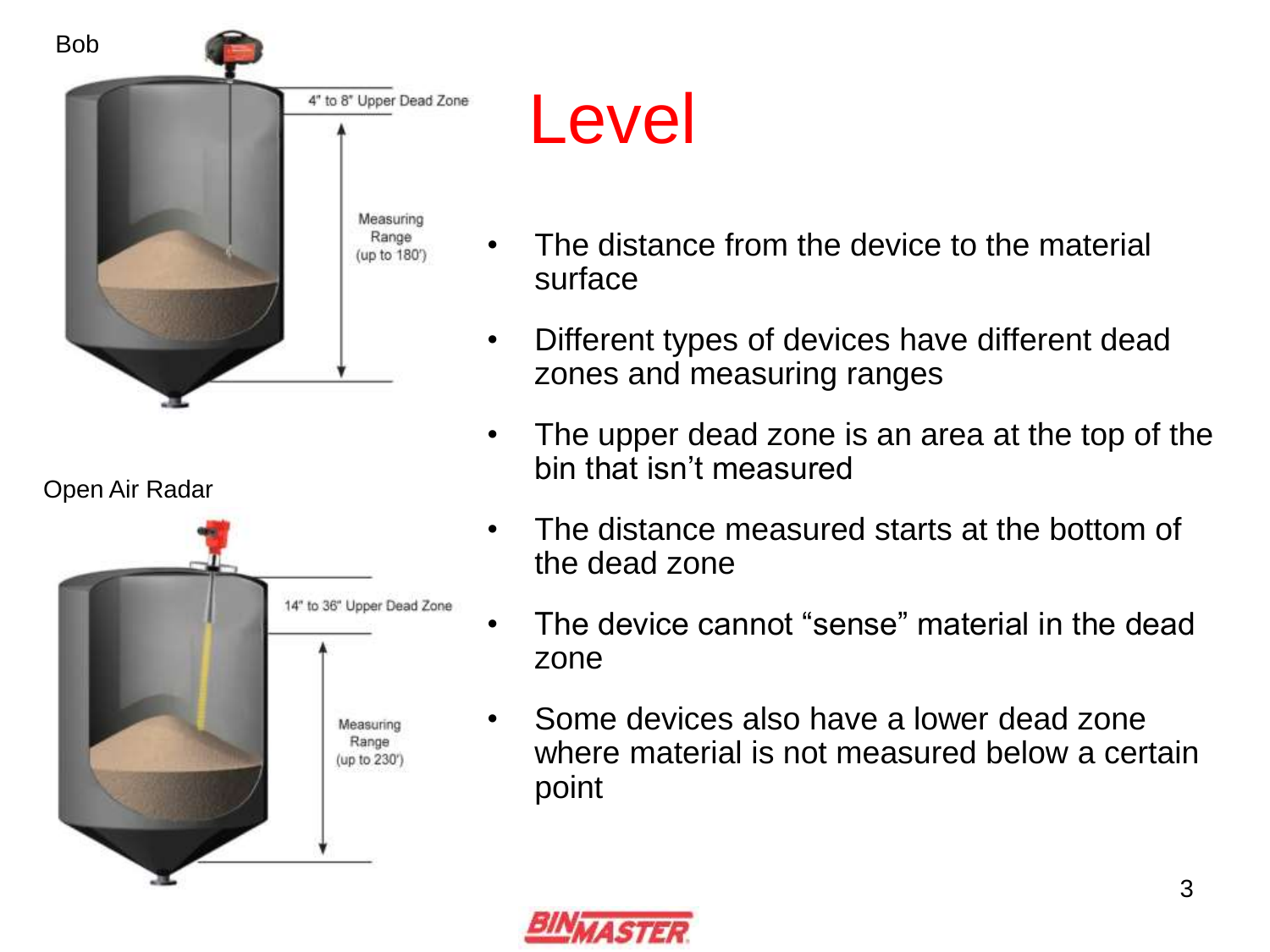Bob

4" to 8" Upper Dead Zone

Measuring Range (up to 180')

Open Air Radar

14" to 36" Upper Dead Zone

Measuring Range (up to 230')

# Level

- The distance from the device to the material surface
- Different types of devices have different dead zones and measuring ranges
- The upper dead zone is an area at the top of the bin that isn't measured
- The distance measured starts at the bottom of the dead zone
- The device cannot "sense" material in the dead zone
- Some devices also have a lower dead zone where material is not measured below a certain point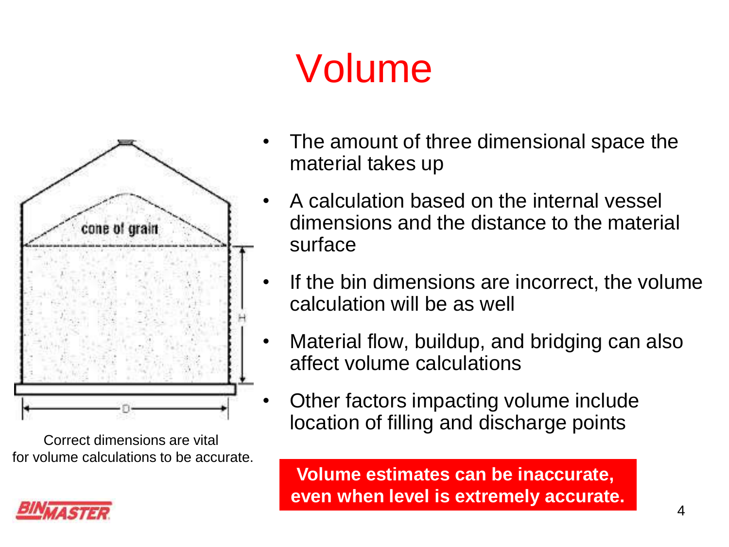# Volume

Correct dimensions are vital for volume calculations to be accurate.

- The amount of three dimensional space the material takes up
- A calculation based on the internal vessel dimensions and the distance to the material surface
- If the bin dimensions are incorrect, the volume calculation will be as well
- Material flow, buildup, and bridging can also affect volume calculations
- Other factors impacting volume include location of filling and discharge points

**Volume estimates can be inaccurate, even when level is extremely accurate.**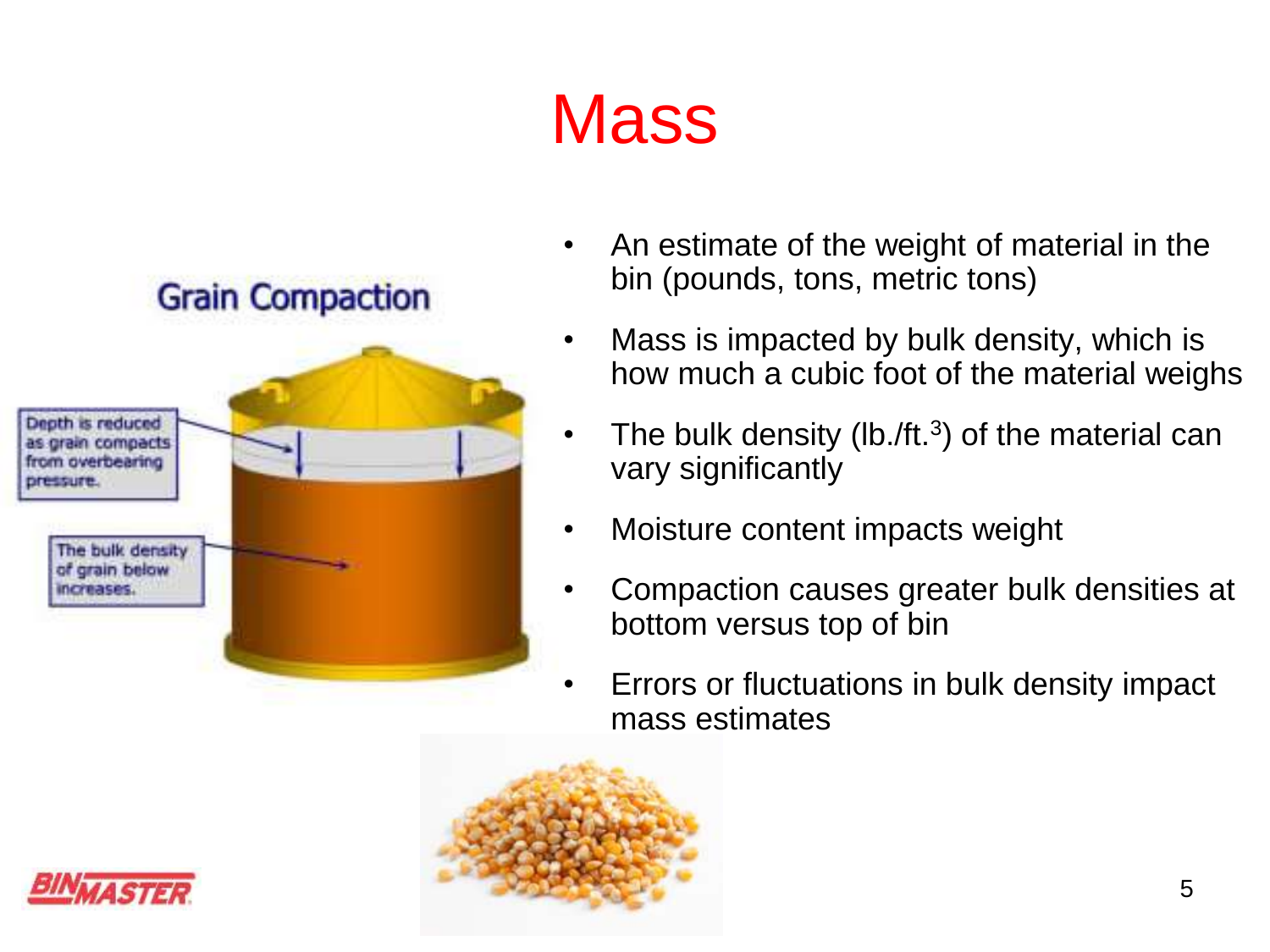# Mass

- An estimate of the weight of material in the bin (pounds, tons, metric tons)
- Mass is impacted by bulk density, which is how much a cubic foot of the material weighs
- The bulk density (lb./ft.$^3$) of the material can vary significantly
- Moisture content impacts weight
- Compaction causes greater bulk densities at bottom versus top of bin
- Errors or fluctuations in bulk density impact mass estimates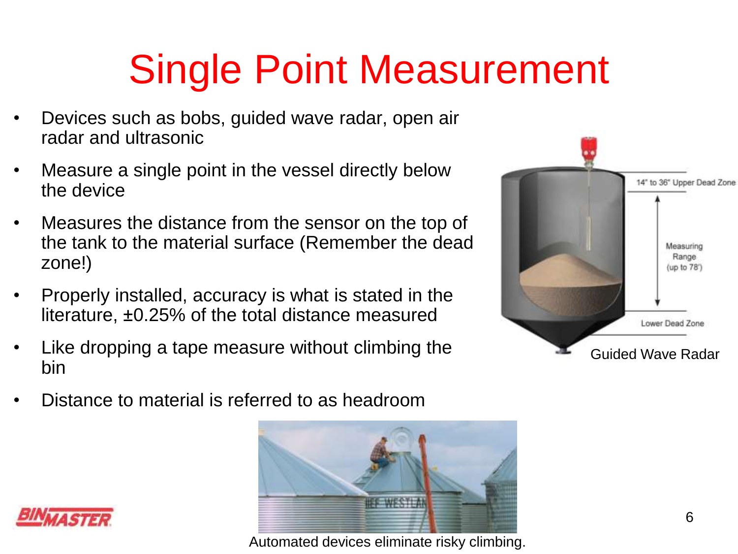# Single Point Measurement

- Devices such as bobs, guided wave radar, open air radar and ultrasonic
- Measure a single point in the vessel directly below the device
- Measures the distance from the sensor on the top of the tank to the material surface (Remember the dead zone!)
- Properly installed, accuracy is what is stated in the literature, ±0.25% of the total distance measured
- Like dropping a tape measure without climbing the bin
- Distance to material is referred to as headroom

Guided Wave Radar

Automated devices eliminate risky climbing.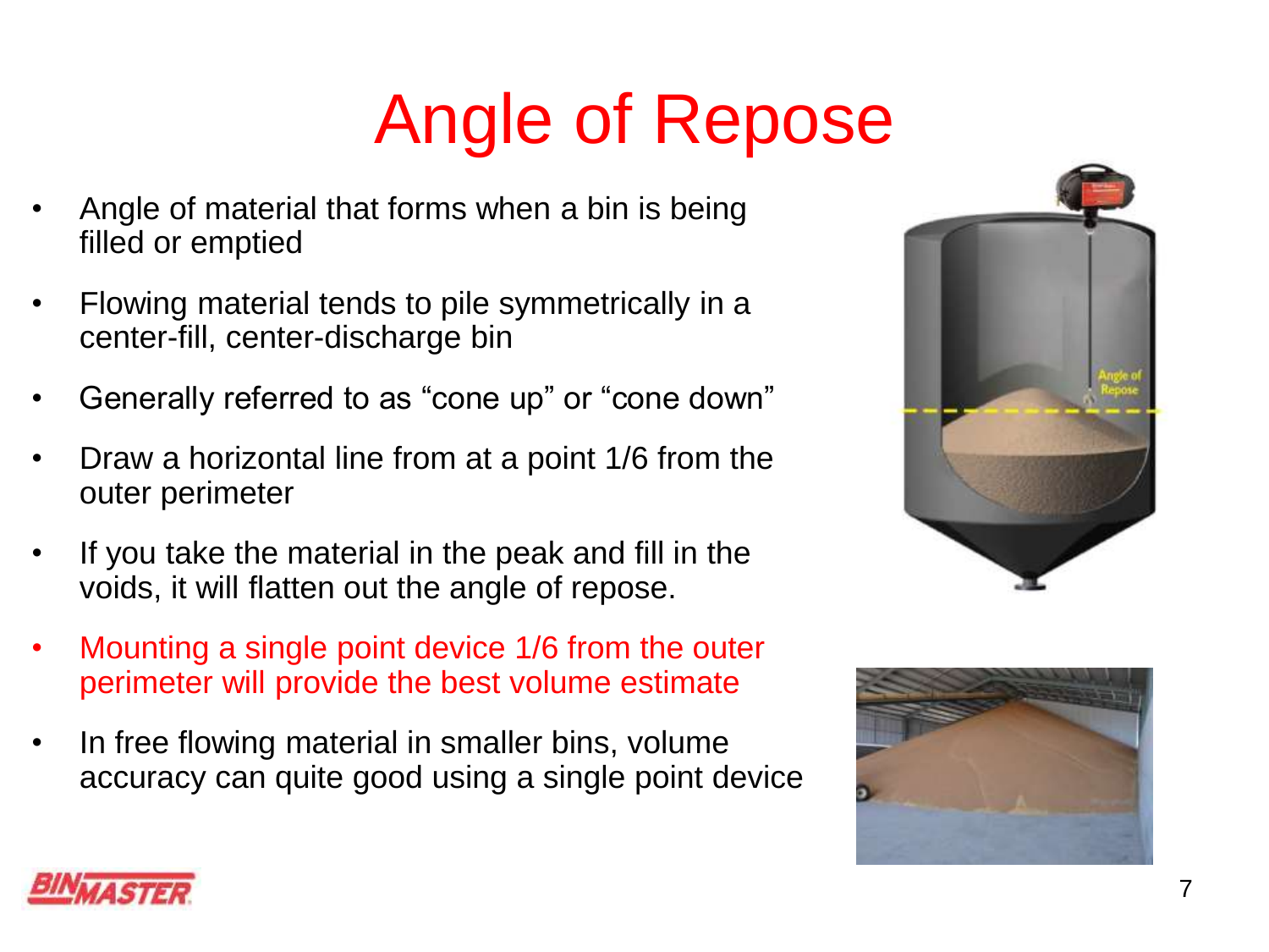# Angle of Repose

- Angle of material that forms when a bin is being filled or emptied
- Flowing material tends to pile symmetrically in a center-fill, center-discharge bin
- Generally referred to as "cone up" or "cone down"
- Draw a horizontal line from at a point 1/6 from the outer perimeter
- If you take the material in the peak and fill in the voids, it will flatten out the angle of repose.
- Mounting a single point device 1/6 from the outer perimeter will provide the best volume estimate
- In free flowing material in smaller bins, volume accuracy can quite good using a single point device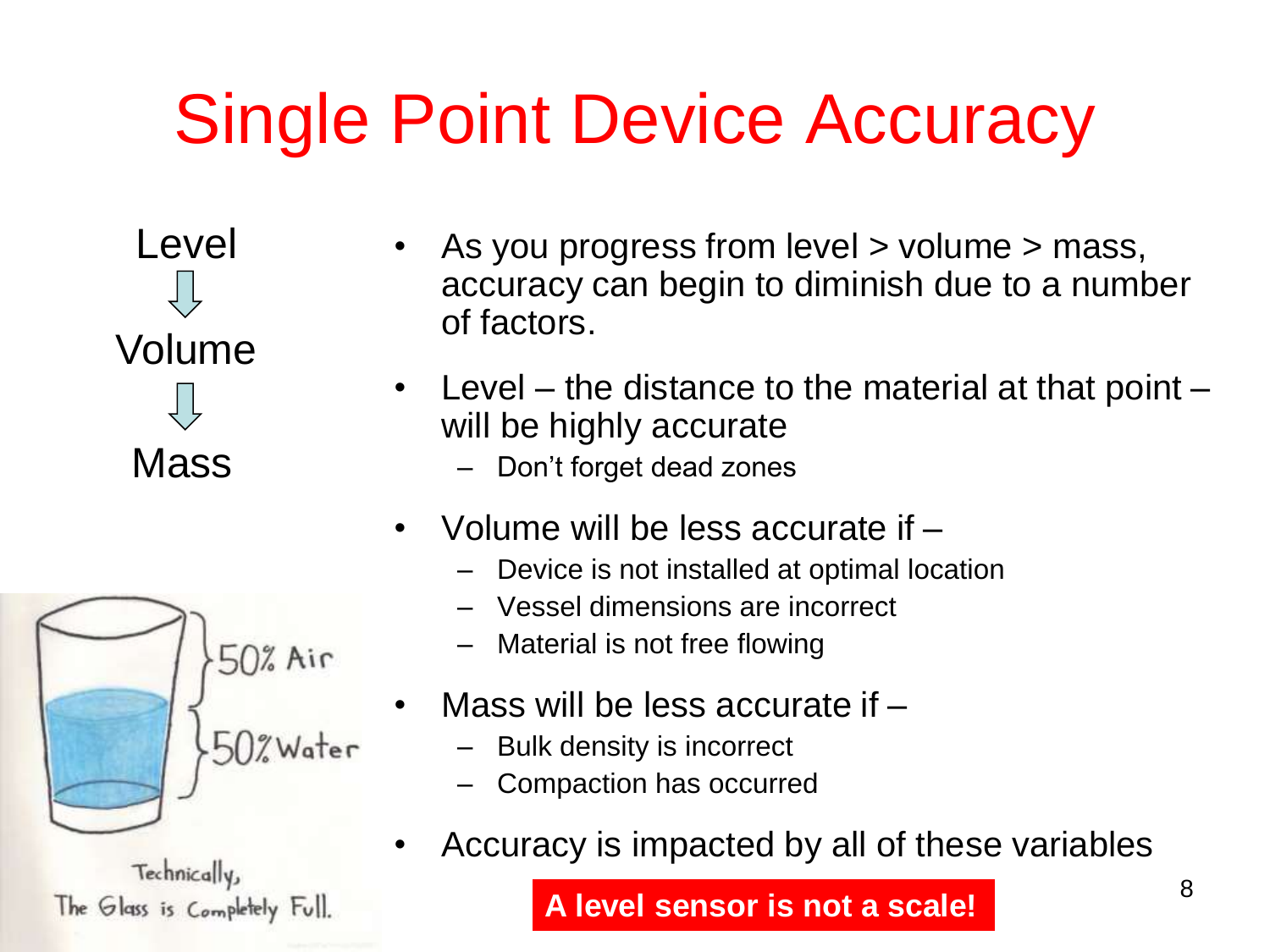# Single Point Device Accuracy

Level

Volume

Mass

- As you progress from level > volume > mass, accuracy can begin to diminish due to a number of factors.
- Level – the distance to the material at that point – will be highly accurate
  - Don't forget dead zones
- Volume will be less accurate if –
  - Device is not installed at optimal location
  - Vessel dimensions are incorrect
  - Material is not free flowing
- Mass will be less accurate if –
  - Bulk density is incorrect
  - Compaction has occurred
- Accuracy is impacted by all of these variables

50% Air

50% Water

Technically, The Glass is Completely Full.

**A level sensor is not a scale!**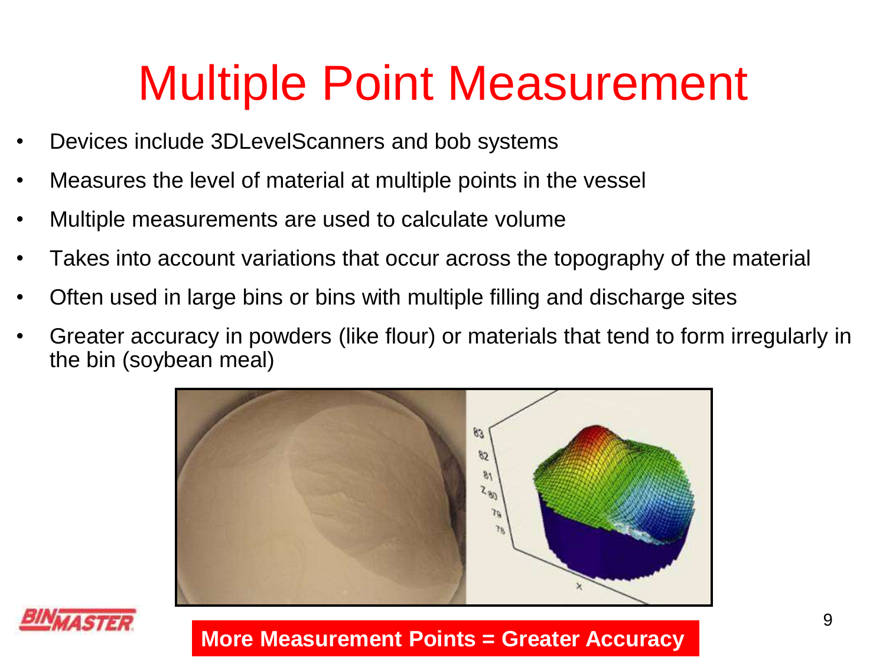# Multiple Point Measurement

- Devices include 3DLevelScanners and bob systems
- Measures the level of material at multiple points in the vessel
- Multiple measurements are used to calculate volume
- Takes into account variations that occur across the topography of the material
- Often used in large bins or bins with multiple filling and discharge sites
- Greater accuracy in powders (like flour) or materials that tend to form irregularly in the bin (soybean meal)

**More Measurement Points = Greater Accuracy**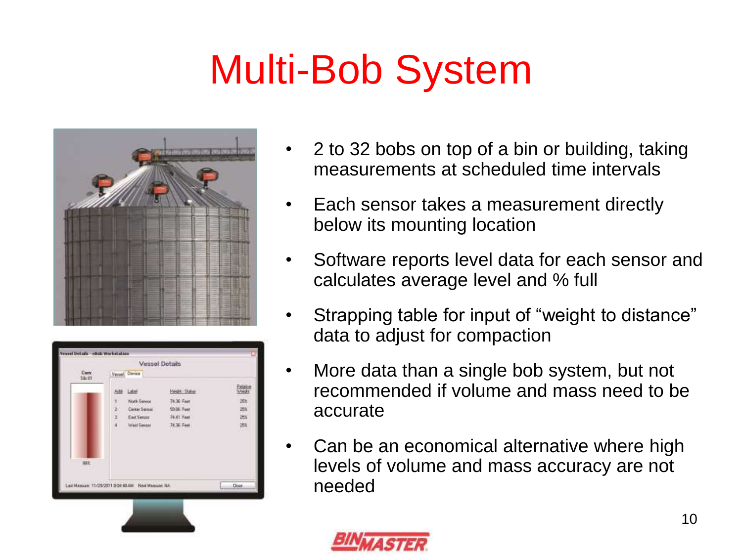# Multi-Bob System

- 2 to 32 bobs on top of a bin or building, taking measurements at scheduled time intervals
- Each sensor takes a measurement directly below its mounting location
- Software reports level data for each sensor and calculates average level and % full
- Strapping table for input of "weight to distance" data to adjust for compaction
- More data than a single bob system, but not recommended if volume and mass need to be accurate
- Can be an economical alternative where high levels of volume and mass accuracy are not needed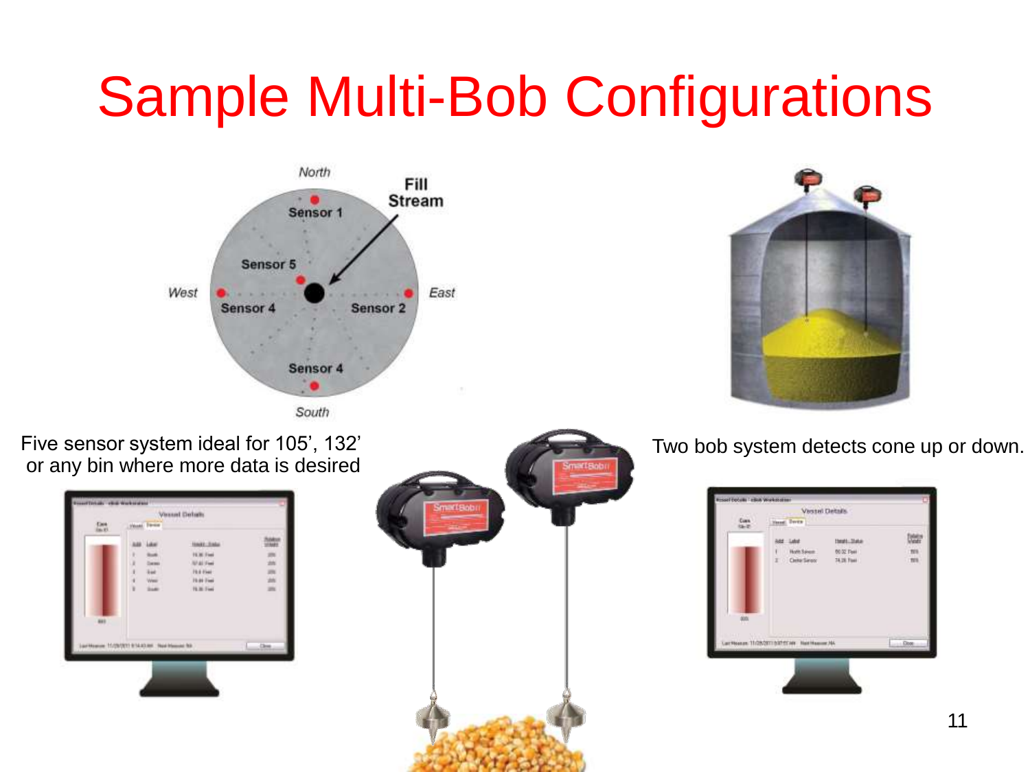# Sample Multi-Bob Configurations

North

Fill Stream

Sensor 1

Sensor 5

West

Sensor 4

Sensor 2

East

Sensor 4

South

Five sensor system ideal for 105', 132' or any bin where more data is desired

Two bob system detects cone up or down.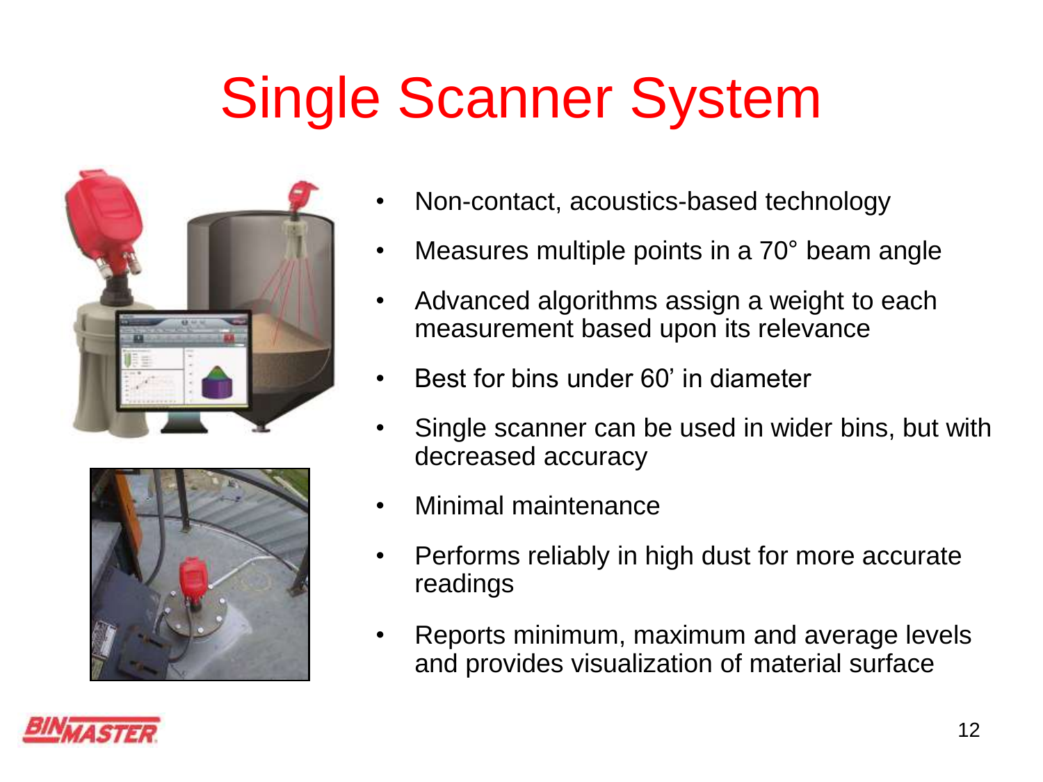# Single Scanner System

- Non-contact, acoustics-based technology
- Measures multiple points in a 70° beam angle
- Advanced algorithms assign a weight to each measurement based upon its relevance
- Best for bins under 60' in diameter
- Single scanner can be used in wider bins, but with decreased accuracy
- Minimal maintenance
- Performs reliably in high dust for more accurate readings
- Reports minimum, maximum and average levels and provides visualization of material surface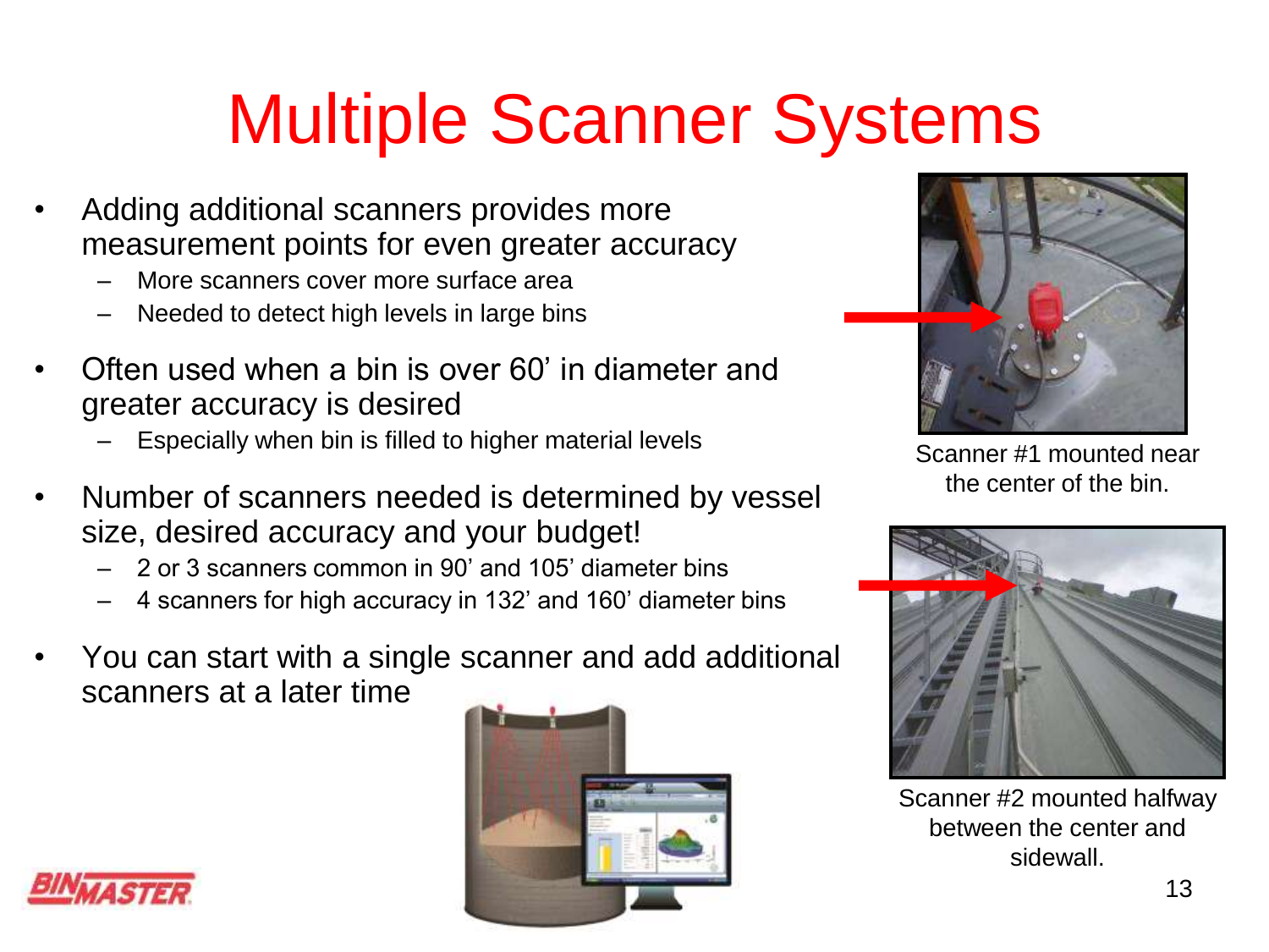# Multiple Scanner Systems

- Adding additional scanners provides more measurement points for even greater accuracy
  - More scanners cover more surface area
  - Needed to detect high levels in large bins
- Often used when a bin is over 60' in diameter and greater accuracy is desired
  - Especially when bin is filled to higher material levels
- Number of scanners needed is determined by vessel size, desired accuracy and your budget!
  - 2 or 3 scanners common in 90' and 105' diameter bins
  - 4 scanners for high accuracy in 132' and 160' diameter bins
- You can start with a single scanner and add additional scanners at a later time

Scanner #1 mounted near the center of the bin.

Scanner #2 mounted halfway between the center and sidewall.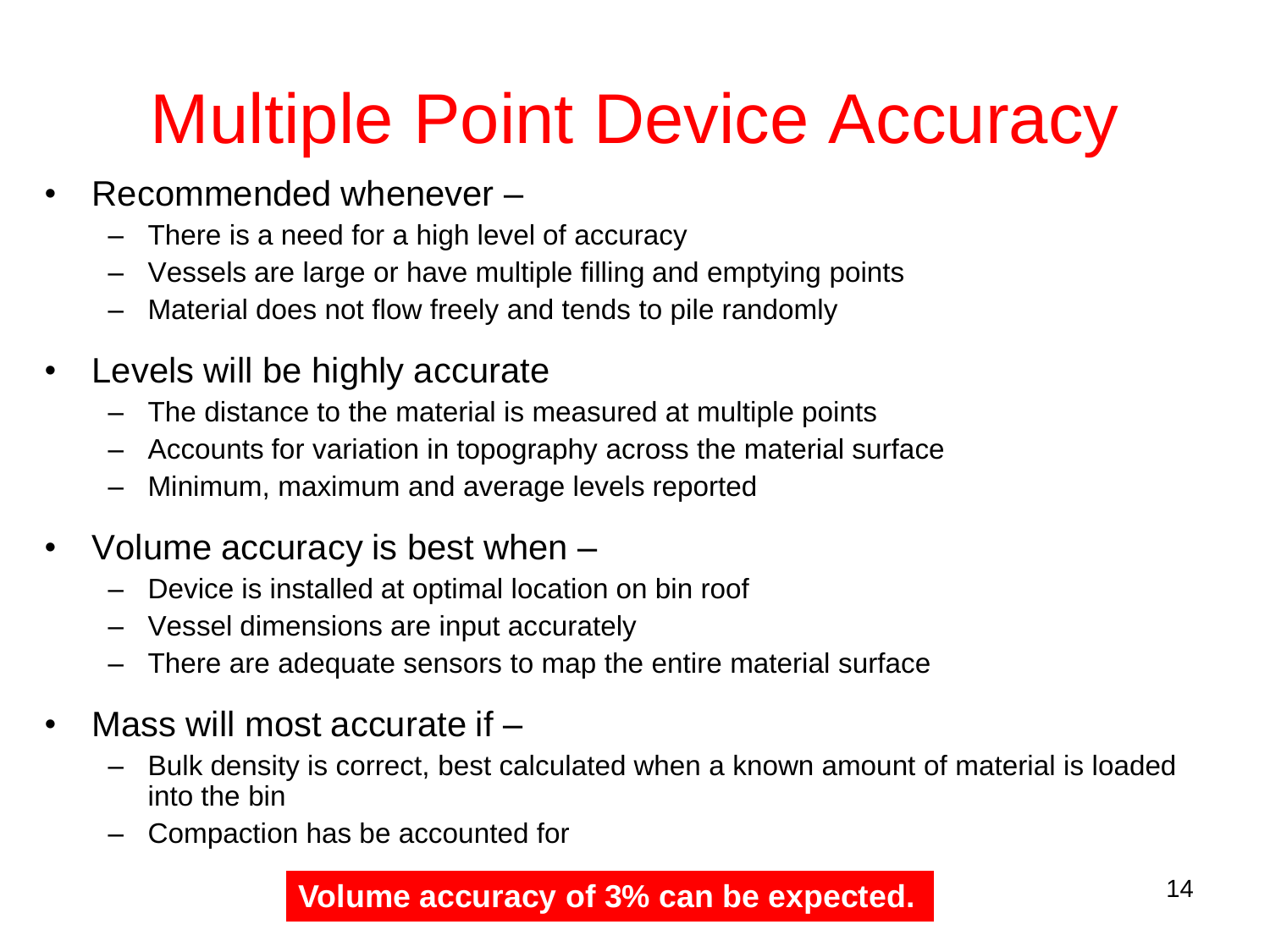# Multiple Point Device Accuracy

- Recommended whenever –
  - There is a need for a high level of accuracy
  - Vessels are large or have multiple filling and emptying points
  - Material does not flow freely and tends to pile randomly
- Levels will be highly accurate
  - The distance to the material is measured at multiple points
  - Accounts for variation in topography across the material surface
  - Minimum, maximum and average levels reported
- Volume accuracy is best when –
  - Device is installed at optimal location on bin roof
  - Vessel dimensions are input accurately
  - There are adequate sensors to map the entire material surface
- Mass will most accurate if –
  - Bulk density is correct, best calculated when a known amount of material is loaded into the bin
  - Compaction has be accounted for

**Volume accuracy of 3% can be expected.**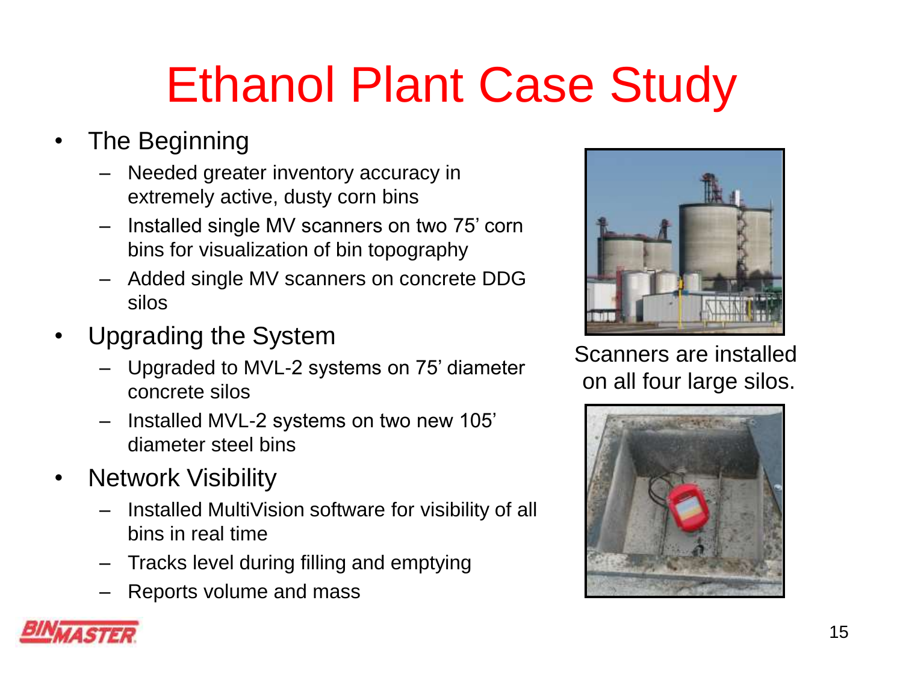# Ethanol Plant Case Study

- The Beginning
  - Needed greater inventory accuracy in extremely active, dusty corn bins
  - Installed single MV scanners on two 75' corn bins for visualization of bin topography
  - Added single MV scanners on concrete DDG silos
- Upgrading the System
  - Upgraded to MVL-2 systems on 75' diameter concrete silos
  - Installed MVL-2 systems on two new 105' diameter steel bins
- Network Visibility
  - Installed MultiVision software for visibility of all bins in real time
  - Tracks level during filling and emptying
  - Reports volume and mass

Scanners are installed on all four large silos.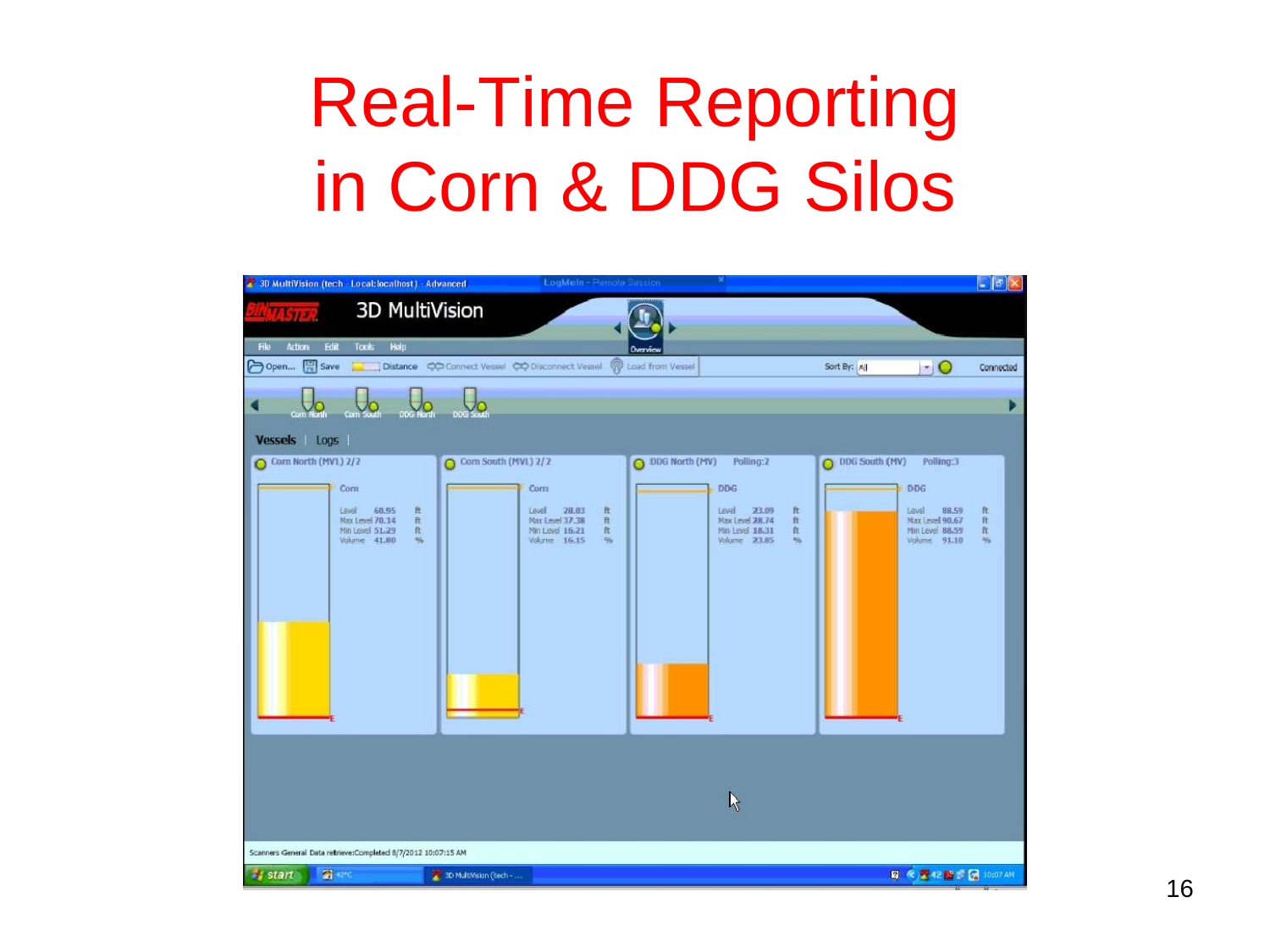# Real-Time Reporting in Corn & DDG Silos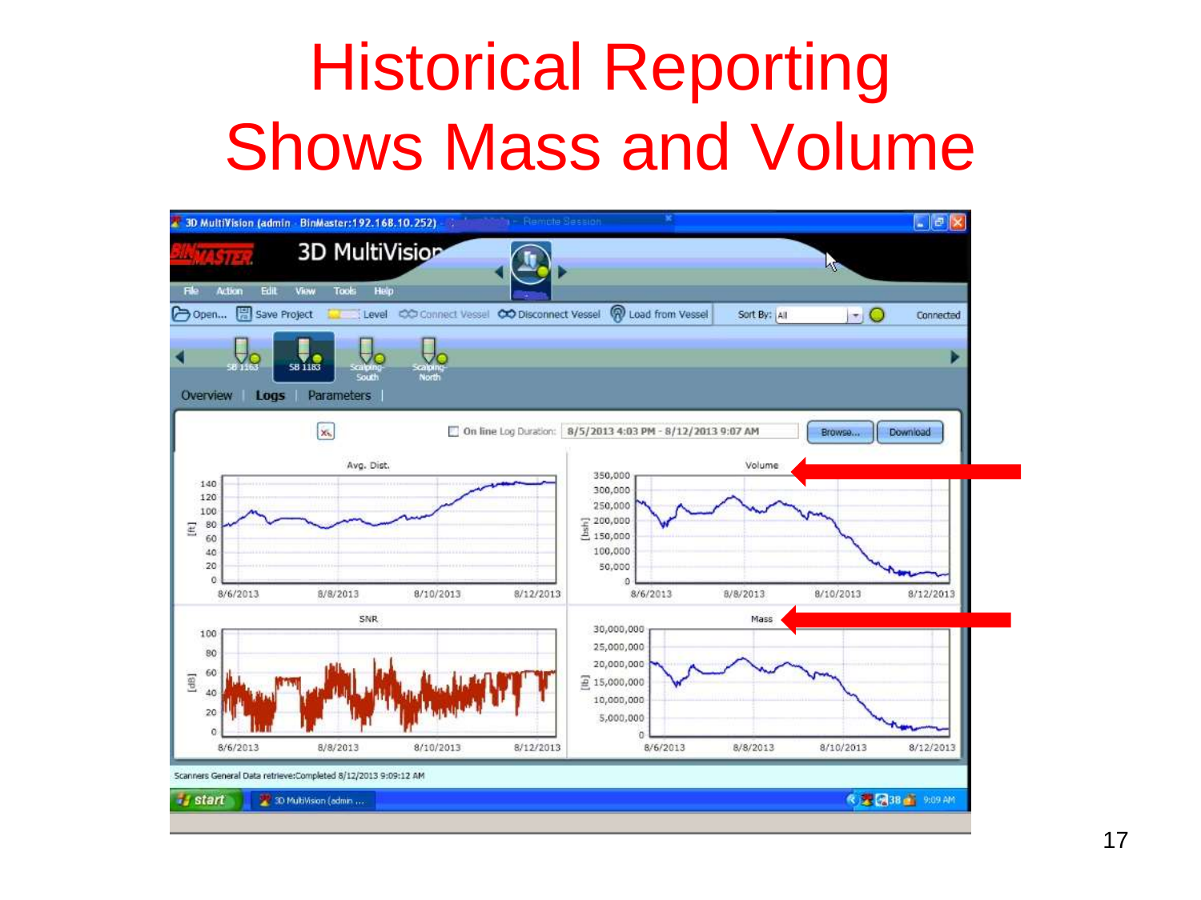# Historical Reporting Shows Mass and Volume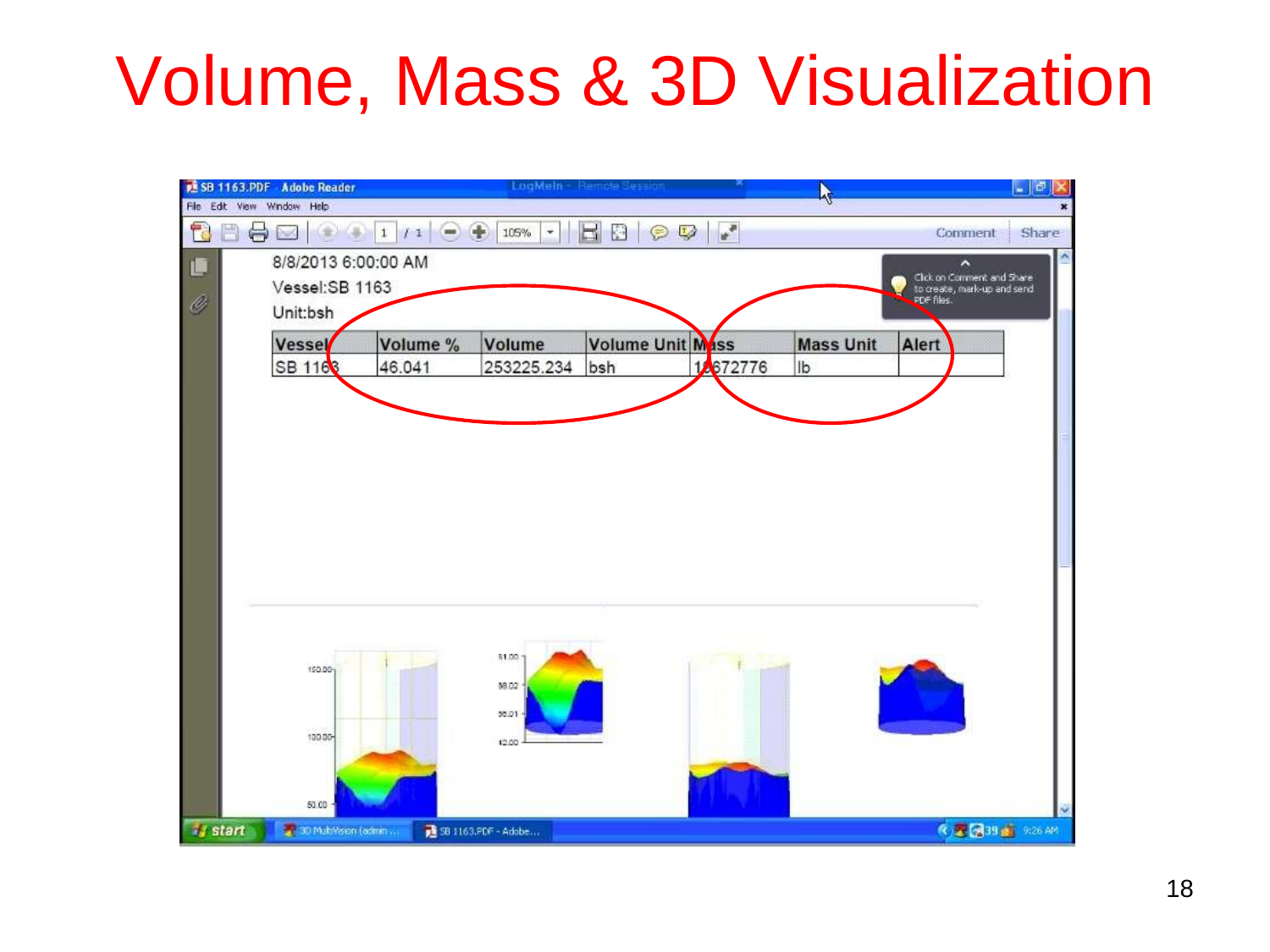# Volume, Mass & 3D Visualization

8/8/2013 6:00:00 AM

Vessel:SB 1163

Unit:bsh

| Vessel | Volume % | Volume | Volume Unit | Mass | Mass Unit | Alert |
|---|---|---|---|---|---|---|
| SB 1163 | 46.041 | 253225.234 | bsh | 15672776 | lb | |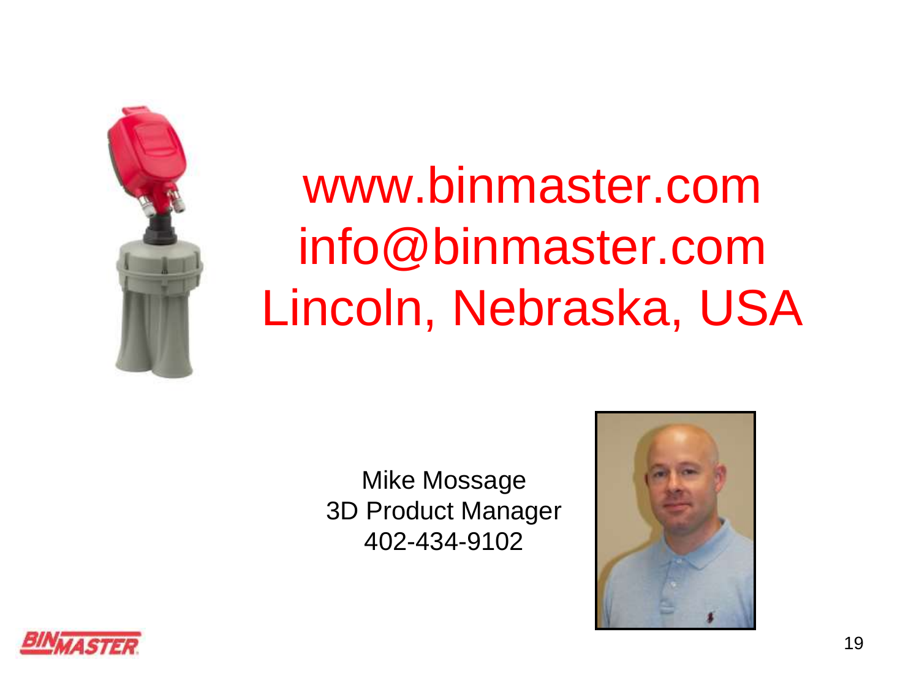www.binmaster.com

info@binmaster.com

Lincoln, Nebraska, USA

Mike Mossage

3D Product Manager

402-434-9102